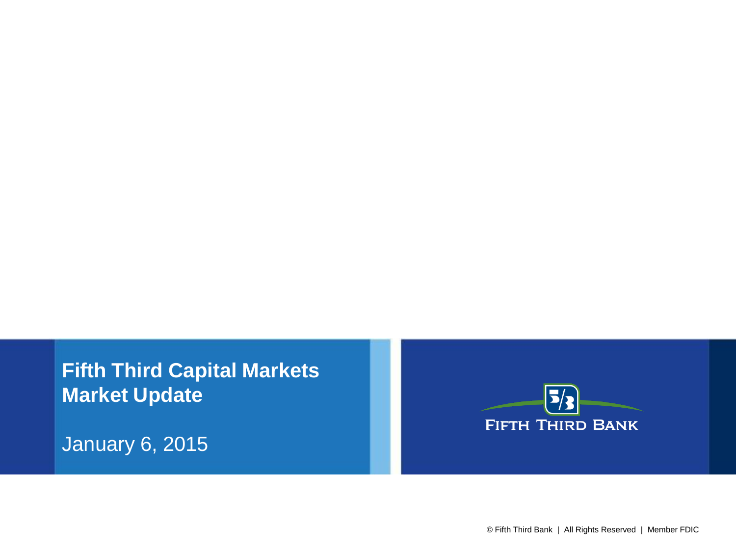# Fifth Third Capital Markets Market Update

January 6, 2015

FIFTH THIRD BANK

© Fifth Third Bank | All Rights Reserved | Member FDIC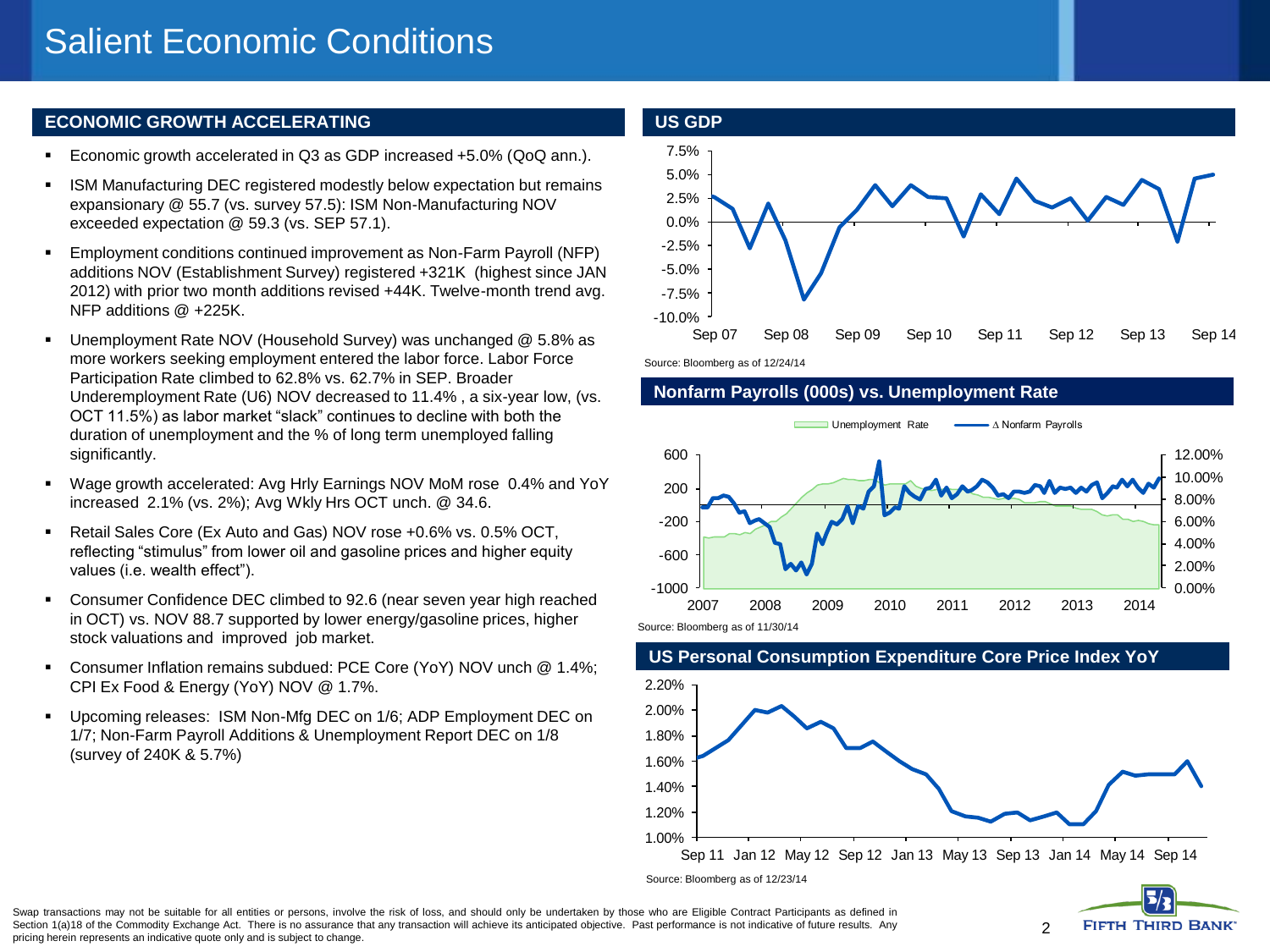# Salient Economic Conditions

## ECONOMIC GROWTH ACCELERATING

- Economic growth accelerated in Q3 as GDP increased +5.0% (QoQ ann.).
- ISM Manufacturing DEC registered modestly below expectation but remains expansionary @ 55.7 (vs. survey 57.5): ISM Non-Manufacturing NOV exceeded expectation @ 59.3 (vs. SEP 57.1).
- Employment conditions continued improvement as Non-Farm Payroll (NFP) additions NOV (Establishment Survey) registered +321K (highest since JAN 2012) with prior two month additions revised +44K. Twelve-month trend avg. NFP additions @ +225K.
- Unemployment Rate NOV (Household Survey) was unchanged @ 5.8% as more workers seeking employment entered the labor force. Labor Force Participation Rate climbed to 62.8% vs. 62.7% in SEP. Broader Underemployment Rate (U6) NOV decreased to 11.4% , a six-year low, (vs. OCT 11.5%) as labor market "slack" continues to decline with both the duration of unemployment and the % of long term unemployed falling significantly.
- Wage growth accelerated: Avg Hrly Earnings NOV MoM rose 0.4% and YoY increased 2.1% (vs. 2%); Avg Wkly Hrs OCT unch. @ 34.6.
- Retail Sales Core (Ex Auto and Gas) NOV rose +0.6% vs. 0.5% OCT, reflecting "stimulus" from lower oil and gasoline prices and higher equity values (i.e. wealth effect").
- Consumer Confidence DEC climbed to 92.6 (near seven year high reached in OCT) vs. NOV 88.7 supported by lower energy/gasoline prices, higher stock valuations and improved job market.
- Consumer Inflation remains subdued: PCE Core (YoY) NOV unch @ 1.4%; CPI Ex Food & Energy (YoY) NOV @ 1.7%.
- Upcoming releases: ISM Non-Mfg DEC on 1/6; ADP Employment DEC on 1/7; Non-Farm Payroll Additions & Unemployment Report DEC on 1/8 (survey of 240K & 5.7%)

## US GDP

Source: Bloomberg as of 12/24/14

## Nonfarm Payrolls (000s) vs. Unemployment Rate

Source: Bloomberg as of 11/30/14

## US Personal Consumption Expenditure Core Price Index YoY

Source: Bloomberg as of 12/23/14

Swap transactions may not be suitable for all entities or persons, involve the risk of loss, and should only be undertaken by those who are Eligible Contract Participants as defined in Section 1(a)18 of the Commodity Exchange Act. There is no assurance that any transaction will achieve its anticipated objective. Past performance is not indicative of future results. Any pricing herein represents an indicative quote only and is subject to change.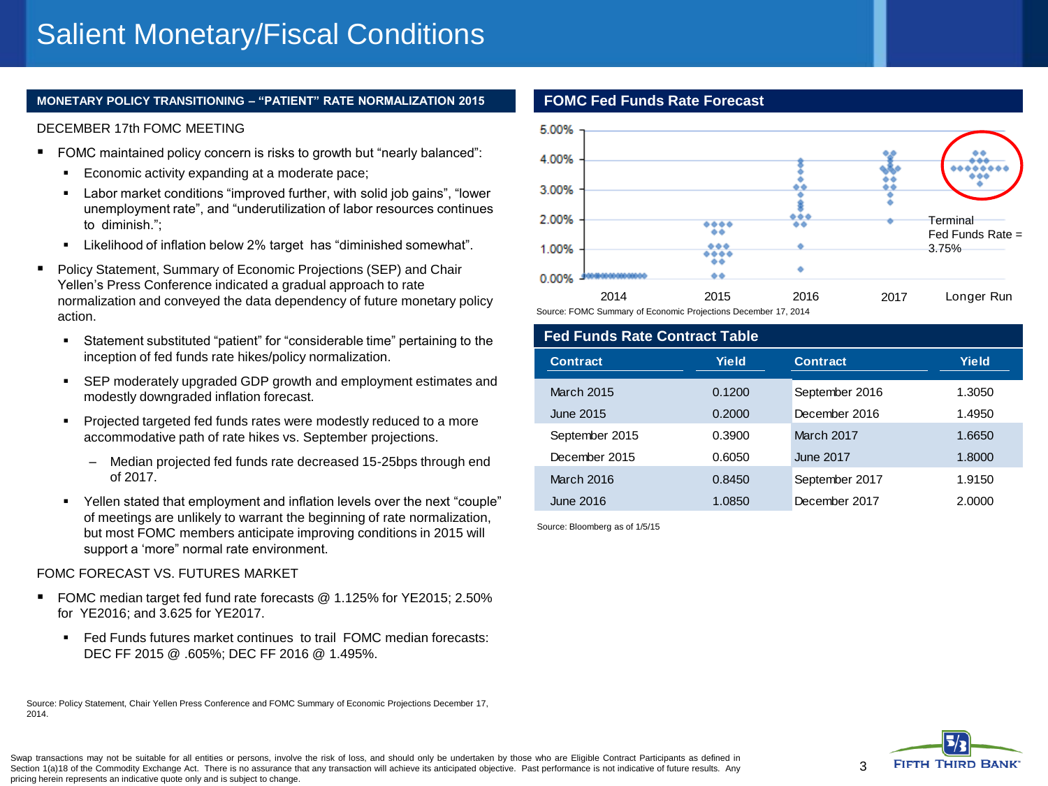# Salient Monetary/Fiscal Conditions

## MONETARY POLICY TRANSITIONING – "PATIENT" RATE NORMALIZATION 2015

DECEMBER 17th FOMC MEETING

- FOMC maintained policy concern is risks to growth but "nearly balanced":
  - Economic activity expanding at a moderate pace;
  - Labor market conditions "improved further, with solid job gains", "lower unemployment rate", and "underutilization of labor resources continues to diminish.";
  - Likelihood of inflation below 2% target has "diminished somewhat".
- Policy Statement, Summary of Economic Projections (SEP) and Chair Yellen's Press Conference indicated a gradual approach to rate normalization and conveyed the data dependency of future monetary policy action.
  - Statement substituted "patient" for "considerable time" pertaining to the inception of fed funds rate hikes/policy normalization.
  - SEP moderately upgraded GDP growth and employment estimates and modestly downgraded inflation forecast.
  - Projected targeted fed funds rates were modestly reduced to a more accommodative path of rate hikes vs. September projections.
    - Median projected fed funds rate decreased 15-25bps through end of 2017.
  - Yellen stated that employment and inflation levels over the next "couple" of meetings are unlikely to warrant the beginning of rate normalization, but most FOMC members anticipate improving conditions in 2015 will support a 'more" normal rate environment.

FOMC FORECAST VS. FUTURES MARKET

- FOMC median target fed fund rate forecasts @ 1.125% for YE2015; 2.50% for YE2016; and 3.625 for YE2017.
  - Fed Funds futures market continues to trail FOMC median forecasts: DEC FF 2015 @ .605%; DEC FF 2016 @ 1.495%.

Source: Policy Statement, Chair Yellen Press Conference and FOMC Summary of Economic Projections December 17, 2014.

## FOMC Fed Funds Rate Forecast

Terminal Fed Funds Rate = 3.75%

Source: FOMC Summary of Economic Projections December 17, 2014

## Fed Funds Rate Contract Table

| Contract | Yield | Contract | Yield |
|---|---|---|---|
| March 2015 | 0.1200 | September 2016 | 1.3050 |
| June 2015 | 0.2000 | December 2016 | 1.4950 |
| September 2015 | 0.3900 | March 2017 | 1.6650 |
| December 2015 | 0.6050 | June 2017 | 1.8000 |
| March 2016 | 0.8450 | September 2017 | 1.9150 |
| June 2016 | 1.0850 | December 2017 | 2.0000 |

Source: Bloomberg as of 1/5/15

Swap transactions may not be suitable for all entities or persons, involve the risk of loss, and should only be undertaken by those who are Eligible Contract Participants as defined in Section 1(a)18 of the Commodity Exchange Act. There is no assurance that any transaction will achieve its anticipated objective. Past performance is not indicative of future results. Any pricing herein represents an indicative quote only and is subject to change.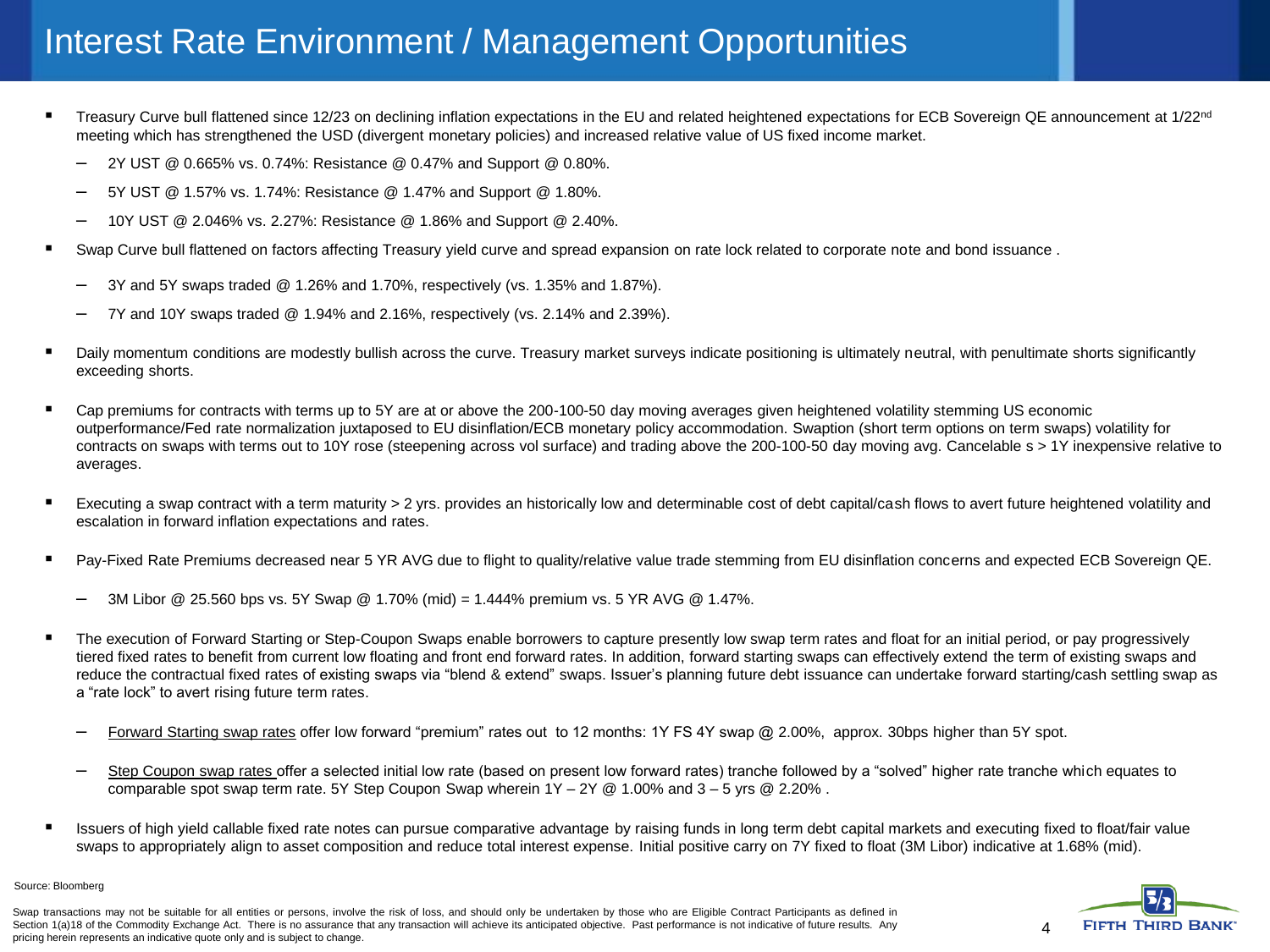# Interest Rate Environment / Management Opportunities

- Treasury Curve bull flattened since 12/23 on declining inflation expectations in the EU and related heightened expectations for ECB Sovereign QE announcement at 1/22nd meeting which has strengthened the USD (divergent monetary policies) and increased relative value of US fixed income market.
  - 2Y UST @ 0.665% vs. 0.74%: Resistance @ 0.47% and Support @ 0.80%.
  - 5Y UST @ 1.57% vs. 1.74%: Resistance @ 1.47% and Support @ 1.80%.
  - 10Y UST @ 2.046% vs. 2.27%: Resistance @ 1.86% and Support @ 2.40%.
- Swap Curve bull flattened on factors affecting Treasury yield curve and spread expansion on rate lock related to corporate note and bond issuance .
  - 3Y and 5Y swaps traded @ 1.26% and 1.70%, respectively (vs. 1.35% and 1.87%).
  - 7Y and 10Y swaps traded @ 1.94% and 2.16%, respectively (vs. 2.14% and 2.39%).
- Daily momentum conditions are modestly bullish across the curve. Treasury market surveys indicate positioning is ultimately neutral, with penultimate shorts significantly exceeding shorts.
- Cap premiums for contracts with terms up to 5Y are at or above the 200-100-50 day moving averages given heightened volatility stemming US economic outperformance/Fed rate normalization juxtaposed to EU disinflation/ECB monetary policy accommodation. Swaption (short term options on term swaps) volatility for contracts on swaps with terms out to 10Y rose (steepening across vol surface) and trading above the 200-100-50 day moving avg. Cancelable s > 1Y inexpensive relative to averages.
- Executing a swap contract with a term maturity > 2 yrs. provides an historically low and determinable cost of debt capital/cash flows to avert future heightened volatility and escalation in forward inflation expectations and rates.
- Pay-Fixed Rate Premiums decreased near 5 YR AVG due to flight to quality/relative value trade stemming from EU disinflation concerns and expected ECB Sovereign QE.
  - 3M Libor @ 25.560 bps vs. 5Y Swap @ 1.70% (mid) = 1.444% premium vs. 5 YR AVG @ 1.47%.
- The execution of Forward Starting or Step-Coupon Swaps enable borrowers to capture presently low swap term rates and float for an initial period, or pay progressively tiered fixed rates to benefit from current low floating and front end forward rates. In addition, forward starting swaps can effectively extend the term of existing swaps and reduce the contractual fixed rates of existing swaps via "blend & extend" swaps. Issuer's planning future debt issuance can undertake forward starting/cash settling swap as a "rate lock" to avert rising future term rates.
  - Forward Starting swap rates offer low forward "premium" rates out to 12 months: 1Y FS 4Y swap @ 2.00%, approx. 30bps higher than 5Y spot.
  - Step Coupon swap rates offer a selected initial low rate (based on present low forward rates) tranche followed by a "solved" higher rate tranche which equates to comparable spot swap term rate. 5Y Step Coupon Swap wherein 1Y – 2Y @ 1.00% and 3 – 5 yrs @ 2.20% .
- Issuers of high yield callable fixed rate notes can pursue comparative advantage by raising funds in long term debt capital markets and executing fixed to float/fair value swaps to appropriately align to asset composition and reduce total interest expense. Initial positive carry on 7Y fixed to float (3M Libor) indicative at 1.68% (mid).

Source: Bloomberg

Swap transactions may not be suitable for all entities or persons, involve the risk of loss, and should only be undertaken by those who are Eligible Contract Participants as defined in Section 1(a)18 of the Commodity Exchange Act. There is no assurance that any transaction will achieve its anticipated objective. Past performance is not indicative of future results. Any pricing herein represents an indicative quote only and is subject to change.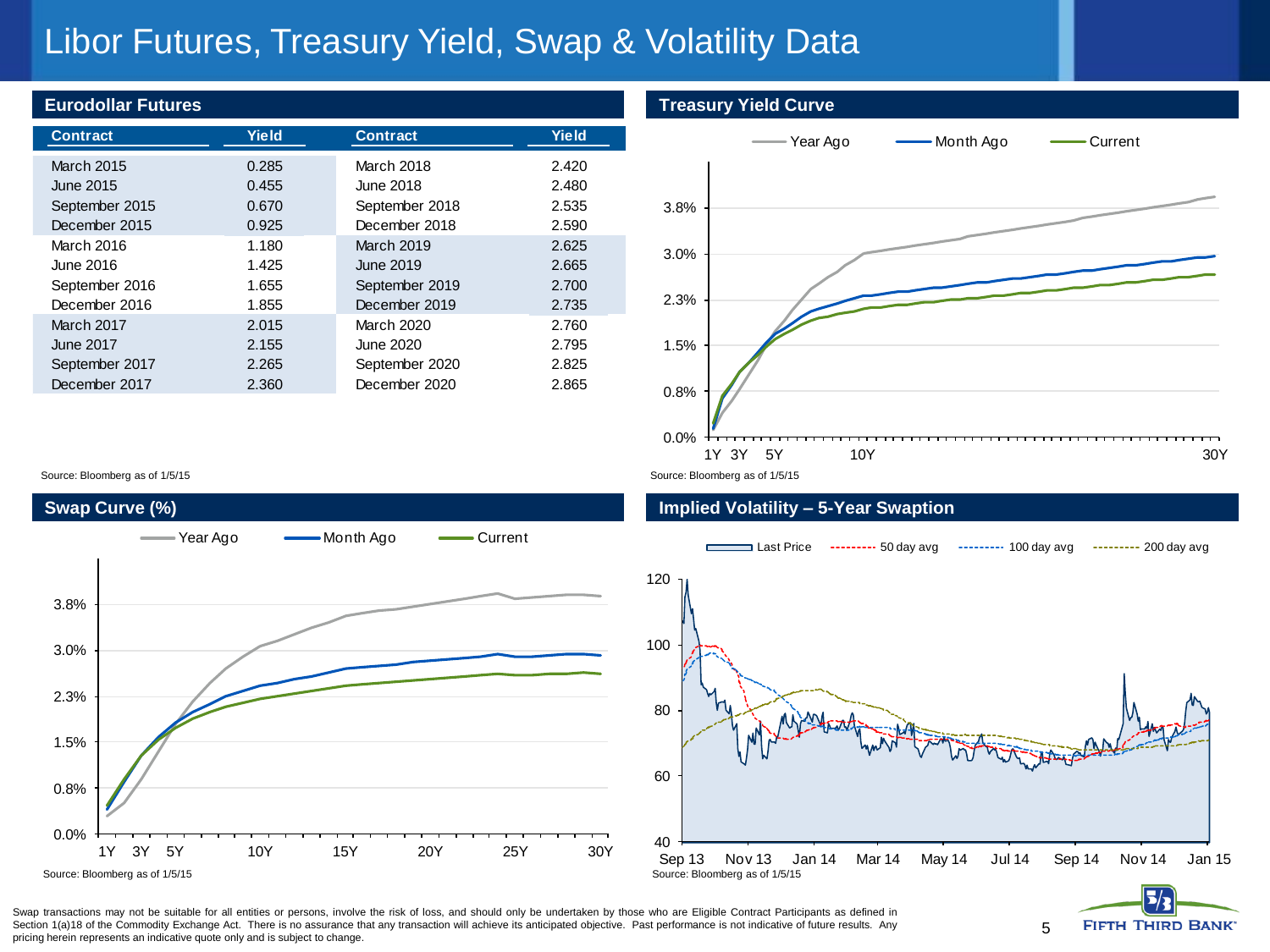# Libor Futures, Treasury Yield, Swap & Volatility Data

## Eurodollar Futures

| Contract | Yield | Contract | Yield |
|---|---|---|---|
| March 2015 | 0.285 | March 2018 | 2.420 |
| June 2015 | 0.455 | June 2018 | 2.480 |
| September 2015 | 0.670 | September 2018 | 2.535 |
| December 2015 | 0.925 | December 2018 | 2.590 |
| March 2016 | 1.180 | March 2019 | 2.625 |
| June 2016 | 1.425 | June 2019 | 2.665 |
| September 2016 | 1.655 | September 2019 | 2.700 |
| December 2016 | 1.855 | December 2019 | 2.735 |
| March 2017 | 2.015 | March 2020 | 2.760 |
| June 2017 | 2.155 | June 2020 | 2.795 |
| September 2017 | 2.265 | September 2020 | 2.825 |
| December 2017 | 2.360 | December 2020 | 2.865 |

Source: Bloomberg as of 1/5/15

## Treasury Yield Curve

Year Ago / Month Ago / Current

Source: Bloomberg as of 1/5/15

## Swap Curve (%)

Year Ago / Month Ago / Current

Source: Bloomberg as of 1/5/15

## Implied Volatility – 5-Year Swaption

Last Price / 50 day avg / 100 day avg / 200 day avg

Source: Bloomberg as of 1/5/15

Swap transactions may not be suitable for all entities or persons, involve the risk of loss, and should only be undertaken by those who are Eligible Contract Participants as defined in Section 1(a)18 of the Commodity Exchange Act. There is no assurance that any transaction will achieve its anticipated objective. Past performance is not indicative of future results. Any pricing herein represents an indicative quote only and is subject to change.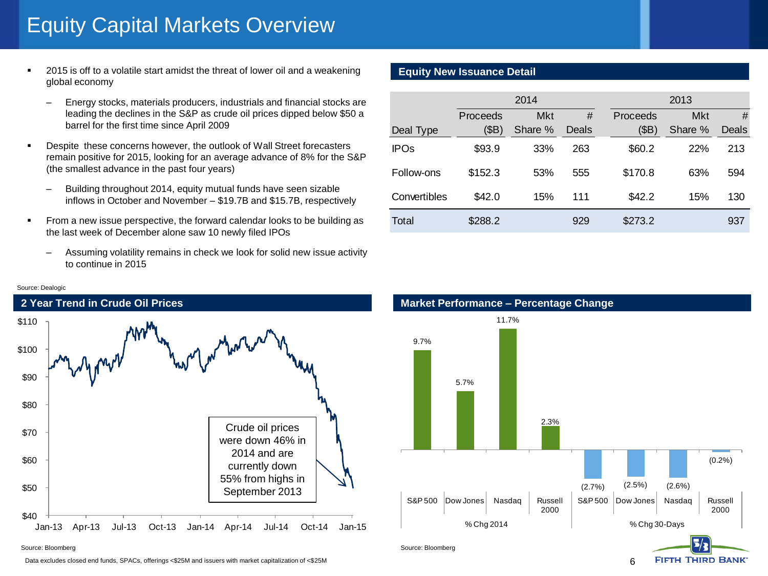# Equity Capital Markets Overview

- 2015 is off to a volatile start amidst the threat of lower oil and a weakening global economy
  - Energy stocks, materials producers, industrials and financial stocks are leading the declines in the S&P as crude oil prices dipped below $50 a barrel for the first time since April 2009
- Despite these concerns however, the outlook of Wall Street forecasters remain positive for 2015, looking for an average advance of 8% for the S&P (the smallest advance in the past four years)
  - Building throughout 2014, equity mutual funds have seen sizable inflows in October and November – $19.7B and $15.7B, respectively
- From a new issue perspective, the forward calendar looks to be building as the last week of December alone saw 10 newly filed IPOs
  - Assuming volatility remains in check we look for solid new issue activity to continue in 2015

## Equity New Issuance Detail

| | 2014 | | | 2013 | | |
|---|---|---|---|---|---|---|
| Deal Type | Proceeds ($B) | Mkt Share % | # Deals | Proceeds ($B) | Mkt Share % | # Deals |
| IPOs | $93.9 | 33% | 263 | $60.2 | 22% | 213 |
| Follow-ons | $152.3 | 53% | 555 | $170.8 | 63% | 594 |
| Convertibles | $42.0 | 15% | 111 | $42.2 | 15% | 130 |
| Total | $288.2 | | 929 | $273.2 | | 937 |

Source: Dealogic

## 2 Year Trend in Crude Oil Prices

Crude oil prices were down 46% in 2014 and are currently down 55% from highs in September 2013

Source: Bloomberg

## Market Performance – Percentage Change

| | S&P 500 | Dow Jones | Nasdaq | Russell 2000 |
|---|---|---|---|---|
| % Chg 2014 | 9.7% | 5.7% | 11.7% | 2.3% |
| % Chg 30-Days | (2.7%) | (2.5%) | (2.6%) | (0.2%) |

Source: Bloomberg

Data excludes closed end funds, SPACs, offerings <$25M and issuers with market capitalization of <$25M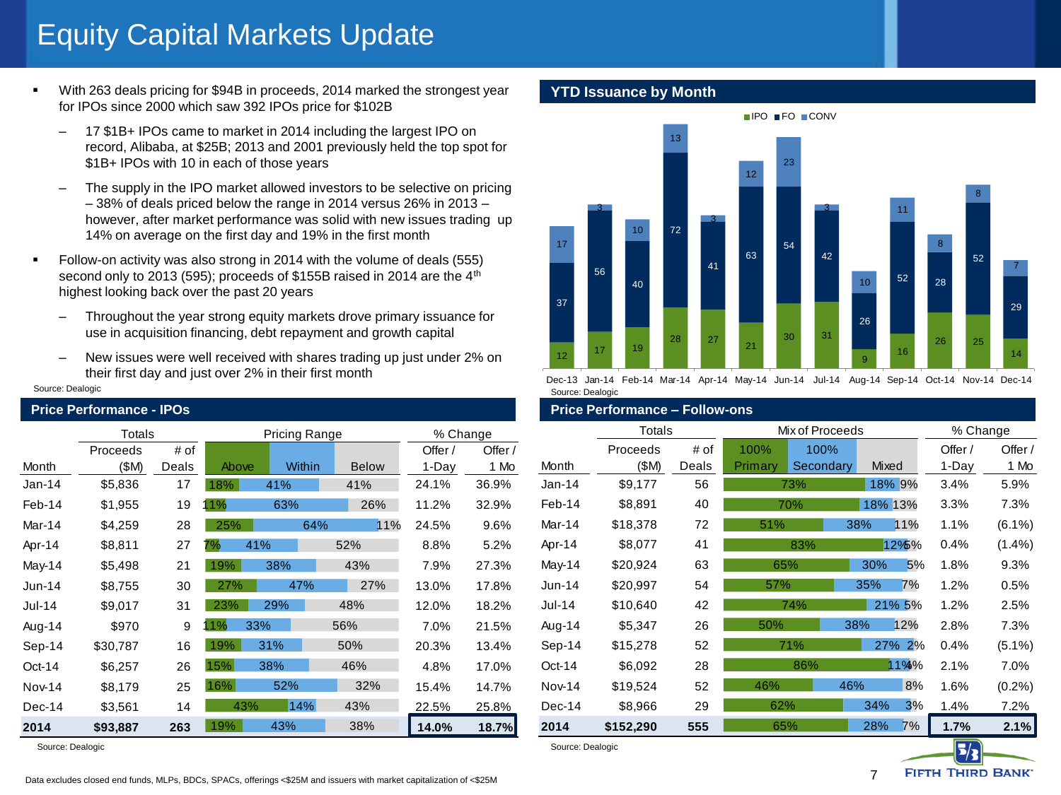# Equity Capital Markets Update

- With 263 deals pricing for $94B in proceeds, 2014 marked the strongest year for IPOs since 2000 which saw 392 IPOs price for $102B
  - 17 $1B+ IPOs came to market in 2014 including the largest IPO on record, Alibaba, at $25B; 2013 and 2001 previously held the top spot for $1B+ IPOs with 10 in each of those years
  - The supply in the IPO market allowed investors to be selective on pricing – 38% of deals priced below the range in 2014 versus 26% in 2013 – however, after market performance was solid with new issues trading up 14% on average on the first day and 19% in the first month
- Follow-on activity was also strong in 2014 with the volume of deals (555) second only to 2013 (595); proceeds of $155B raised in 2014 are the 4th highest looking back over the past 20 years
  - Throughout the year strong equity markets drove primary issuance for use in acquisition financing, debt repayment and growth capital
  - New issues were well received with shares trading up just under 2% on their first day and just over 2% in their first month

Source: Dealogic

## YTD Issuance by Month

| Month | IPO | FO | CONV |
|---|---|---|---|
| Dec-13 | 12 | 37 | 17 |
| Jan-14 | 17 | 56 | 3 |
| Feb-14 | 19 | 40 | 10 |
| Mar-14 | 28 | 72 | 13 |
| Apr-14 | 27 | 41 | 3 |
| May-14 | 21 | 63 | 12 |
| Jun-14 | 30 | 54 | 23 |
| Jul-14 | 31 | 42 | 3 |
| Aug-14 | 9 | 26 | 10 |
| Sep-14 | 16 | 52 | 11 |
| Oct-14 | 26 | 28 | 8 |
| Nov-14 | 25 | 52 | 8 |
| Dec-14 | 14 | 29 | 7 |

Source: Dealogic

## Price Performance - IPOs

| | Totals | | Pricing Range | | | % Change | |
|---|---|---|---|---|---|---|---|
| Month | Proceeds ($M) | # of Deals | Above | Within | Below | Offer / 1-Day | Offer / 1 Mo |
| Jan-14 | $5,836 | 17 | 18% | 41% | 41% | 24.1% | 36.9% |
| Feb-14 | $1,955 | 19 | 11% | 63% | 26% | 11.2% | 32.9% |
| Mar-14 | $4,259 | 28 | 25% | 64% | 11% | 24.5% | 9.6% |
| Apr-14 | $8,811 | 27 | 7% | 41% | 52% | 8.8% | 5.2% |
| May-14 | $5,498 | 21 | 19% | 38% | 43% | 7.9% | 27.3% |
| Jun-14 | $8,755 | 30 | 27% | 47% | 27% | 13.0% | 17.8% |
| Jul-14 | $9,017 | 31 | 23% | 29% | 48% | 12.0% | 18.2% |
| Aug-14 | $970 | 9 | 11% | 33% | 56% | 7.0% | 21.5% |
| Sep-14 | $30,787 | 16 | 19% | 31% | 50% | 20.3% | 13.4% |
| Oct-14 | $6,257 | 26 | 15% | 38% | 46% | 4.8% | 17.0% |
| Nov-14 | $8,179 | 25 | 16% | 52% | 32% | 15.4% | 14.7% |
| Dec-14 | $3,561 | 14 | 43% | 14% | 43% | 22.5% | 25.8% |
| **2014** | **$93,887** | **263** | 19% | 43% | 38% | **14.0%** | **18.7%** |

Source: Dealogic

## Price Performance – Follow-ons

| | Totals | | Mix of Proceeds | | | % Change | |
|---|---|---|---|---|---|---|---|
| Month | Proceeds ($M) | # of Deals | 100% Primary | 100% Secondary | Mixed | Offer / 1-Day | Offer / 1 Mo |
| Jan-14 | $9,177 | 56 | 73% | 18% | 9% | 3.4% | 5.9% |
| Feb-14 | $8,891 | 40 | 70% | 18% | 13% | 3.3% | 7.3% |
| Mar-14 | $18,378 | 72 | 51% | 38% | 11% | 1.1% | (6.1%) |
| Apr-14 | $8,077 | 41 | 83% | 12% | 5% | 0.4% | (1.4%) |
| May-14 | $20,924 | 63 | 65% | 30% | 5% | 1.8% | 9.3% |
| Jun-14 | $20,997 | 54 | 57% | 35% | 7% | 1.2% | 0.5% |
| Jul-14 | $10,640 | 42 | 74% | 21% | 5% | 1.2% | 2.5% |
| Aug-14 | $5,347 | 26 | 50% | 38% | 12% | 2.8% | 7.3% |
| Sep-14 | $15,278 | 52 | 71% | 27% | 2% | 0.4% | (5.1%) |
| Oct-14 | $6,092 | 28 | 86% | 11% | 4% | 2.1% | 7.0% |
| Nov-14 | $19,524 | 52 | 46% | 46% | 8% | 1.6% | (0.2%) |
| Dec-14 | $8,966 | 29 | 62% | 34% | 3% | 1.4% | 7.2% |
| **2014** | **$152,290** | **555** | 65% | 28% | 7% | **1.7%** | **2.1%** |

Source: Dealogic

Data excludes closed end funds, MLPs, BDCs, SPACs, offerings <$25M and issuers with market capitalization of <$25M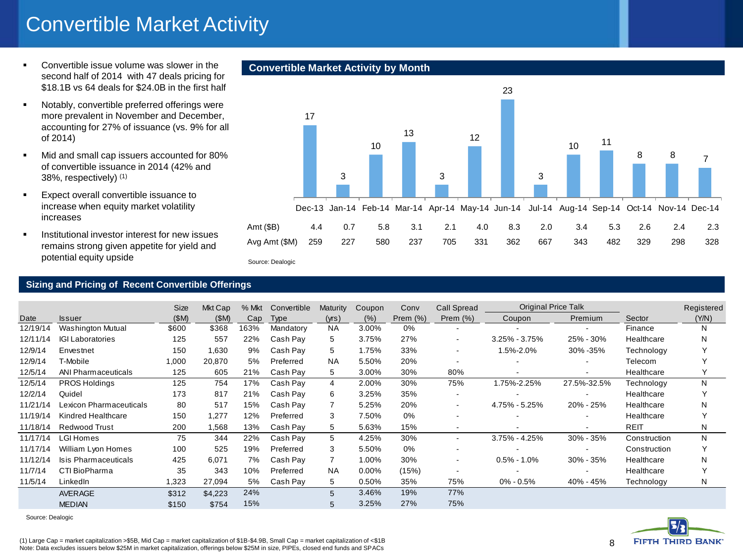# Convertible Market Activity

- Convertible issue volume was slower in the second half of 2014 with 47 deals pricing for $18.1B vs 64 deals for $24.0B in the first half
- Notably, convertible preferred offerings were more prevalent in November and December, accounting for 27% of issuance (vs. 9% for all of 2014)
- Mid and small cap issuers accounted for 80% of convertible issuance in 2014 (42% and 38%, respectively) [1]
- Expect overall convertible issuance to increase when equity market volatility increases
- Institutional investor interest for new issues remains strong given appetite for yield and potential equity upside

## Convertible Market Activity by Month

| | Dec-13 | Jan-14 | Feb-14 | Mar-14 | Apr-14 | May-14 | Jun-14 | Jul-14 | Aug-14 | Sep-14 | Oct-14 | Nov-14 | Dec-14 |
|---|---|---|---|---|---|---|---|---|---|---|---|---|---|
| # Deals | 17 | 3 | 10 | 13 | 3 | 12 | 23 | 3 | 10 | 11 | 8 | 8 | 7 |
| Amt ($B) | 4.4 | 0.7 | 5.8 | 3.1 | 2.1 | 4.0 | 8.3 | 2.0 | 3.4 | 5.3 | 2.6 | 2.4 | 2.3 |
| Avg Amt ($M) | 259 | 227 | 580 | 237 | 705 | 331 | 362 | 667 | 343 | 482 | 329 | 298 | 328 |

Source: Dealogic

## Sizing and Pricing of Recent Convertible Offerings

| Date | Issuer | Size ($M) | Mkt Cap ($M) | % Mkt Cap | Convertible Type | Maturity (yrs) | Coupon (%) | Conv Prem (%) | Call Spread Prem (%) | Original Price Talk Coupon | Original Price Talk Premium | Sector | Registered (Y/N) |
|---|---|---|---|---|---|---|---|---|---|---|---|---|---|
| 12/19/14 | Washington Mutual | $600 | $368 | 163% | Mandatory | NA | 3.00% | 0% | - | - | - | Finance | N |
| 12/11/14 | IGI Laboratories | 125 | 557 | 22% | Cash Pay | 5 | 3.75% | 27% | - | 3.25% - 3.75% | 25% - 30% | Healthcare | N |
| 12/9/14 | Envestnet | 150 | 1,630 | 9% | Cash Pay | 5 | 1.75% | 33% | - | 1.5%-2.0% | 30% -35% | Technology | Y |
| 12/9/14 | T-Mobile | 1,000 | 20,870 | 5% | Preferred | NA | 5.50% | 20% | - | - | - | Telecom | Y |
| 12/5/14 | ANI Pharmaceuticals | 125 | 605 | 21% | Cash Pay | 5 | 3.00% | 30% | 80% | - | - | Healthcare | Y |
| 12/5/14 | PROS Holdings | 125 | 754 | 17% | Cash Pay | 4 | 2.00% | 30% | 75% | 1.75%-2.25% | 27.5%-32.5% | Technology | N |
| 12/2/14 | Quidel | 173 | 817 | 21% | Cash Pay | 6 | 3.25% | 35% | - | - | - | Healthcare | Y |
| 11/21/14 | Lexicon Pharmaceuticals | 80 | 517 | 15% | Cash Pay | 7 | 5.25% | 20% | - | 4.75% - 5.25% | 20% - 25% | Healthcare | N |
| 11/19/14 | Kindred Healthcare | 150 | 1,277 | 12% | Preferred | 3 | 7.50% | 0% | - | - | - | Healthcare | Y |
| 11/18/14 | Redwood Trust | 200 | 1,568 | 13% | Cash Pay | 5 | 5.63% | 15% | - | - | - | REIT | N |
| 11/17/14 | LGI Homes | 75 | 344 | 22% | Cash Pay | 5 | 4.25% | 30% | - | 3.75% - 4.25% | 30% - 35% | Construction | N |
| 11/17/14 | William Lyon Homes | 100 | 525 | 19% | Preferred | 3 | 5.50% | 0% | - | - | - | Construction | Y |
| 11/12/14 | Isis Pharmaceuticals | 425 | 6,071 | 7% | Cash Pay | 7 | 1.00% | 30% | - | 0.5% - 1.0% | 30% - 35% | Healthcare | N |
| 11/7/14 | CTI BioPharma | 35 | 343 | 10% | Preferred | NA | 0.00% | (15%) | - | - | - | Healthcare | Y |
| 11/5/14 | LinkedIn | 1,323 | 27,094 | 5% | Cash Pay | 5 | 0.50% | 35% | 75% | 0% - 0.5% | 40% - 45% | Technology | N |
| | AVERAGE | $312 | $4,223 | 24% | | 5 | 3.46% | 19% | 77% | | | | |
| | MEDIAN | $150 | $754 | 15% | | 5 | 3.25% | 27% | 75% | | | | |

Source: Dealogic

(1) Large Cap = market capitalization >$5B, Mid Cap = market capitalization of $1B-$4.9B, Small Cap = market capitalization of <$1B
Note: Data excludes issuers below $25M in market capitalization, offerings below $25M in size, PIPEs, closed end funds and SPACs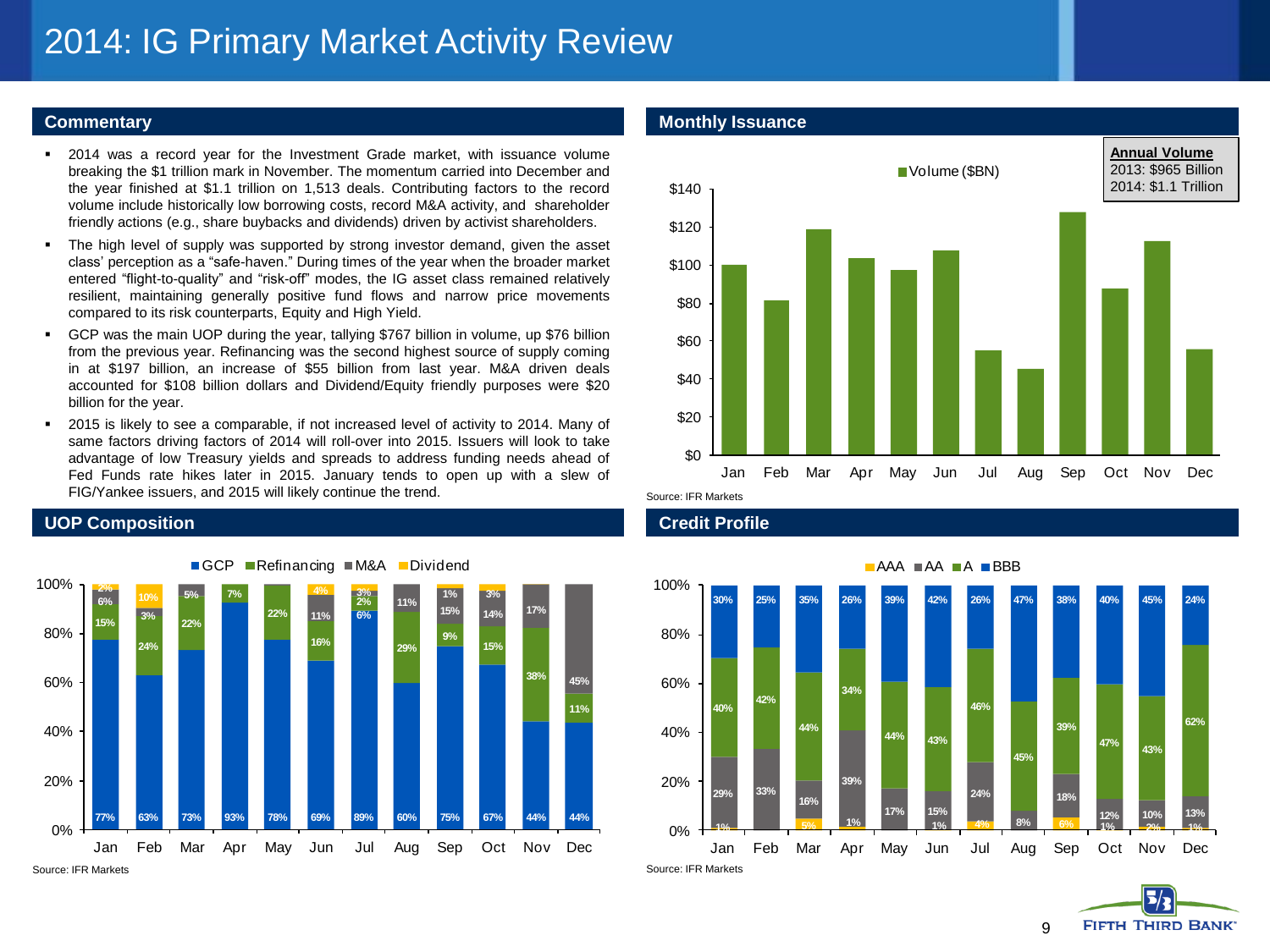# 2014: IG Primary Market Activity Review

## Commentary

- 2014 was a record year for the Investment Grade market, with issuance volume breaking the $1 trillion mark in November. The momentum carried into December and the year finished at $1.1 trillion on 1,513 deals. Contributing factors to the record volume include historically low borrowing costs, record M&A activity, and shareholder friendly actions (e.g., share buybacks and dividends) driven by activist shareholders.
- The high level of supply was supported by strong investor demand, given the asset class' perception as a "safe-haven." During times of the year when the broader market entered "flight-to-quality" and "risk-off" modes, the IG asset class remained relatively resilient, maintaining generally positive fund flows and narrow price movements compared to its risk counterparts, Equity and High Yield.
- GCP was the main UOP during the year, tallying $767 billion in volume, up $76 billion from the previous year. Refinancing was the second highest source of supply coming in at $197 billion, an increase of $55 billion from last year. M&A driven deals accounted for $108 billion dollars and Dividend/Equity friendly purposes were $20 billion for the year.
- 2015 is likely to see a comparable, if not increased level of activity to 2014. Many of same factors driving factors of 2014 will roll-over into 2015. Issuers will look to take advantage of low Treasury yields and spreads to address funding needs ahead of Fed Funds rate hikes later in 2015. January tends to open up with a slew of FIG/Yankee issuers, and 2015 will likely continue the trend.

## Monthly Issuance

**Annual Volume**
2013: $965 Billion
2014: $1.1 Trillion

Source: IFR Markets

## UOP Composition

| | Jan | Feb | Mar | Apr | May | Jun | Jul | Aug | Sep | Oct | Nov | Dec |
|---|---|---|---|---|---|---|---|---|---|---|---|---|
| GCP | 77% | 63% | 73% | 93% | 78% | 69% | 89% | 60% | 75% | 67% | 44% | 44% |
| Refinancing | 15% | 24% | 22% | 7% | 22% | 16% | 2% | 29% | 9% | 15% | 38% | 11% |
| M&A | 6% | 3% | 5% | | | 11% | 6% | 11% | 15% | 14% | 17% | 45% |
| Dividend | 2% | 10% | | | | 4% | 3% | | 1% | 3% | | |

Source: IFR Markets

## Credit Profile

| | Jan | Feb | Mar | Apr | May | Jun | Jul | Aug | Sep | Oct | Nov | Dec |
|---|---|---|---|---|---|---|---|---|---|---|---|---|
| AAA | 1% | | 5% | 1% | | 1% | 4% | | 6% | 1% | 2% | 1% |
| AA | 29% | 33% | 16% | 39% | 17% | 15% | 24% | 8% | 18% | 12% | 10% | 13% |
| A | 40% | 42% | 44% | 34% | 44% | 43% | 46% | 45% | 39% | 47% | 43% | 62% |
| BBB | 30% | 25% | 35% | 26% | 39% | 42% | 26% | 47% | 38% | 40% | 45% | 24% |

Source: IFR Markets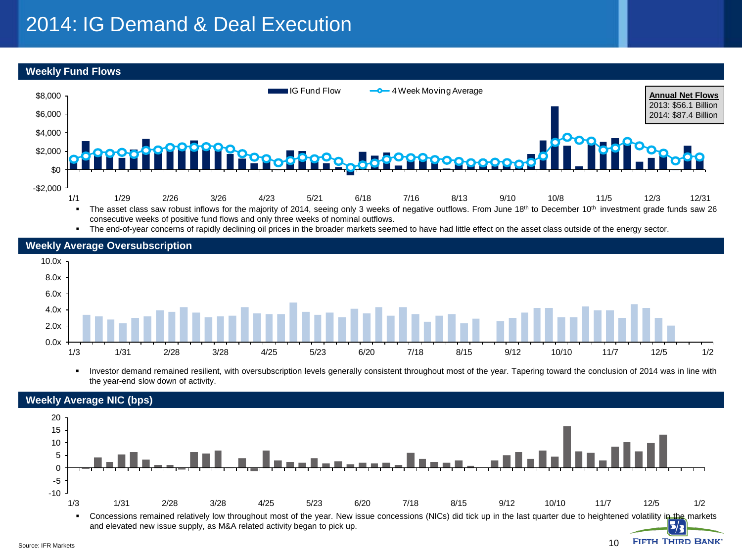# 2014: IG Demand & Deal Execution

## Weekly Fund Flows

| Annual Net Flows |
|---|
| 2013: $56.1 Billion |
| 2014: $87.4 Billion |

- The asset class saw robust inflows for the majority of 2014, seeing only 3 weeks of negative outflows. From June 18th to December 10th investment grade funds saw 26 consecutive weeks of positive fund flows and only three weeks of nominal outflows.
- The end-of-year concerns of rapidly declining oil prices in the broader markets seemed to have had little effect on the asset class outside of the energy sector.

## Weekly Average Oversubscription

- Investor demand remained resilient, with oversubscription levels generally consistent throughout most of the year. Tapering toward the conclusion of 2014 was in line with the year-end slow down of activity.

## Weekly Average NIC (bps)

- Concessions remained relatively low throughout most of the year. New issue concessions (NICs) did tick up in the last quarter due to heightened volatility in the markets and elevated new issue supply, as M&A related activity began to pick up.

Source: IFR Markets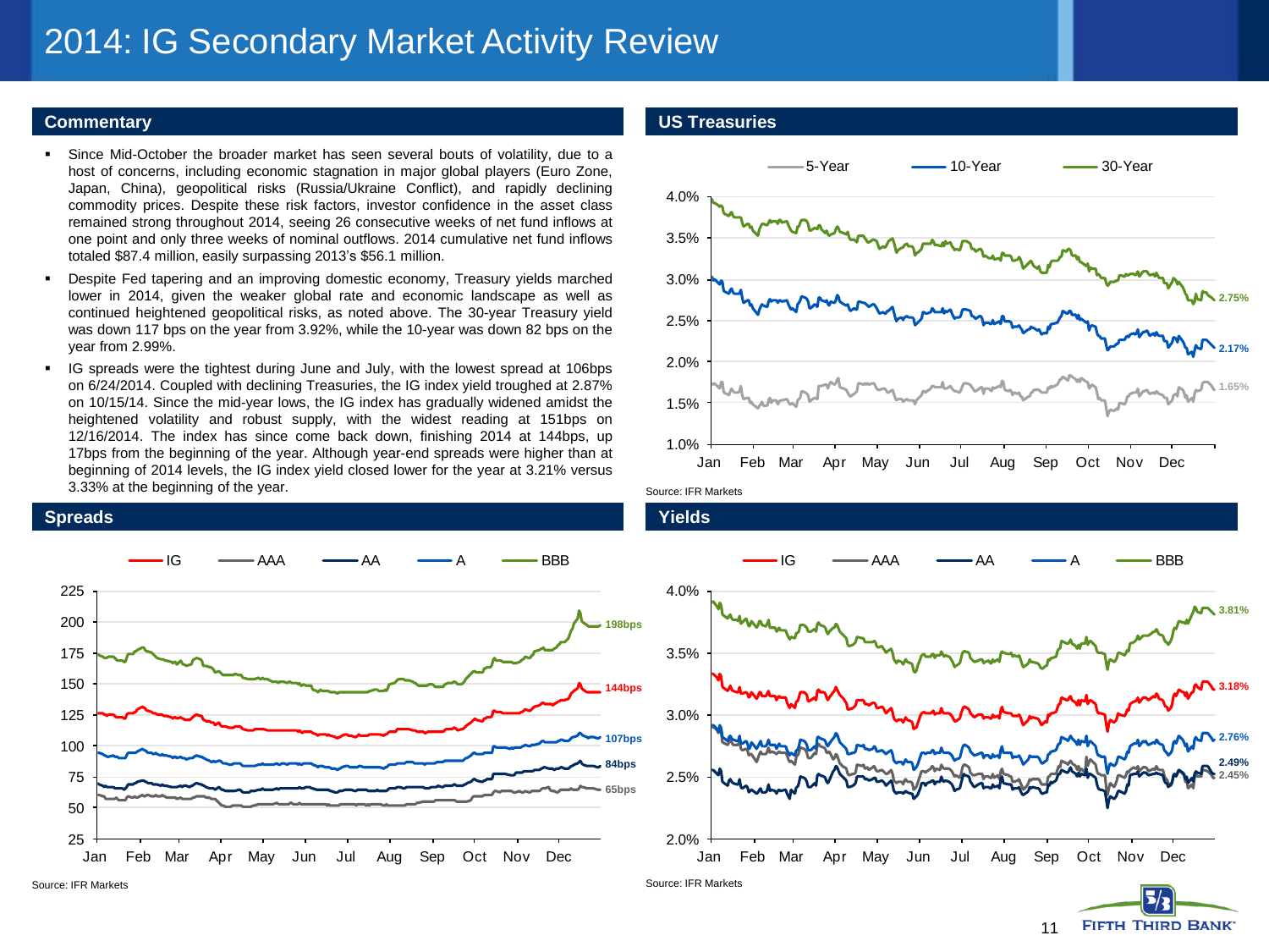# 2014: IG Secondary Market Activity Review

## Commentary

- Since Mid-October the broader market has seen several bouts of volatility, due to a host of concerns, including economic stagnation in major global players (Euro Zone, Japan, China), geopolitical risks (Russia/Ukraine Conflict), and rapidly declining commodity prices. Despite these risk factors, investor confidence in the asset class remained strong throughout 2014, seeing 26 consecutive weeks of net fund inflows at one point and only three weeks of nominal outflows. 2014 cumulative net fund inflows totaled $87.4 million, easily surpassing 2013's $56.1 million.
- Despite Fed tapering and an improving domestic economy, Treasury yields marched lower in 2014, given the weaker global rate and economic landscape as well as continued heightened geopolitical risks, as noted above. The 30-year Treasury yield was down 117 bps on the year from 3.92%, while the 10-year was down 82 bps on the year from 2.99%.
- IG spreads were the tightest during June and July, with the lowest spread at 106bps on 6/24/2014. Coupled with declining Treasuries, the IG index yield troughed at 2.87% on 10/15/14. Since the mid-year lows, the IG index has gradually widened amidst the heightened volatility and robust supply, with the widest reading at 151bps on 12/16/2014. The index has since come back down, finishing 2014 at 144bps, up 17bps from the beginning of the year. Although year-end spreads were higher than at beginning of 2014 levels, the IG index yield closed lower for the year at 3.21% versus 3.33% at the beginning of the year.

## US Treasuries

Legend: 5-Year, 10-Year, 30-Year

Year-end values: 30-Year 2.75%; 10-Year 2.17%; 5-Year 1.65%

Source: IFR Markets

## Spreads

Legend: IG, AAA, AA, A, BBB

Year-end values: BBB 198bps; IG 144bps; A 107bps; AA 84bps; AAA 65bps

Source: IFR Markets

## Yields

Legend: IG, AAA, AA, A, BBB

Year-end values: BBB 3.81%; IG 3.18%; A 2.76%; AA 2.49%; AAA 2.45%

Source: IFR Markets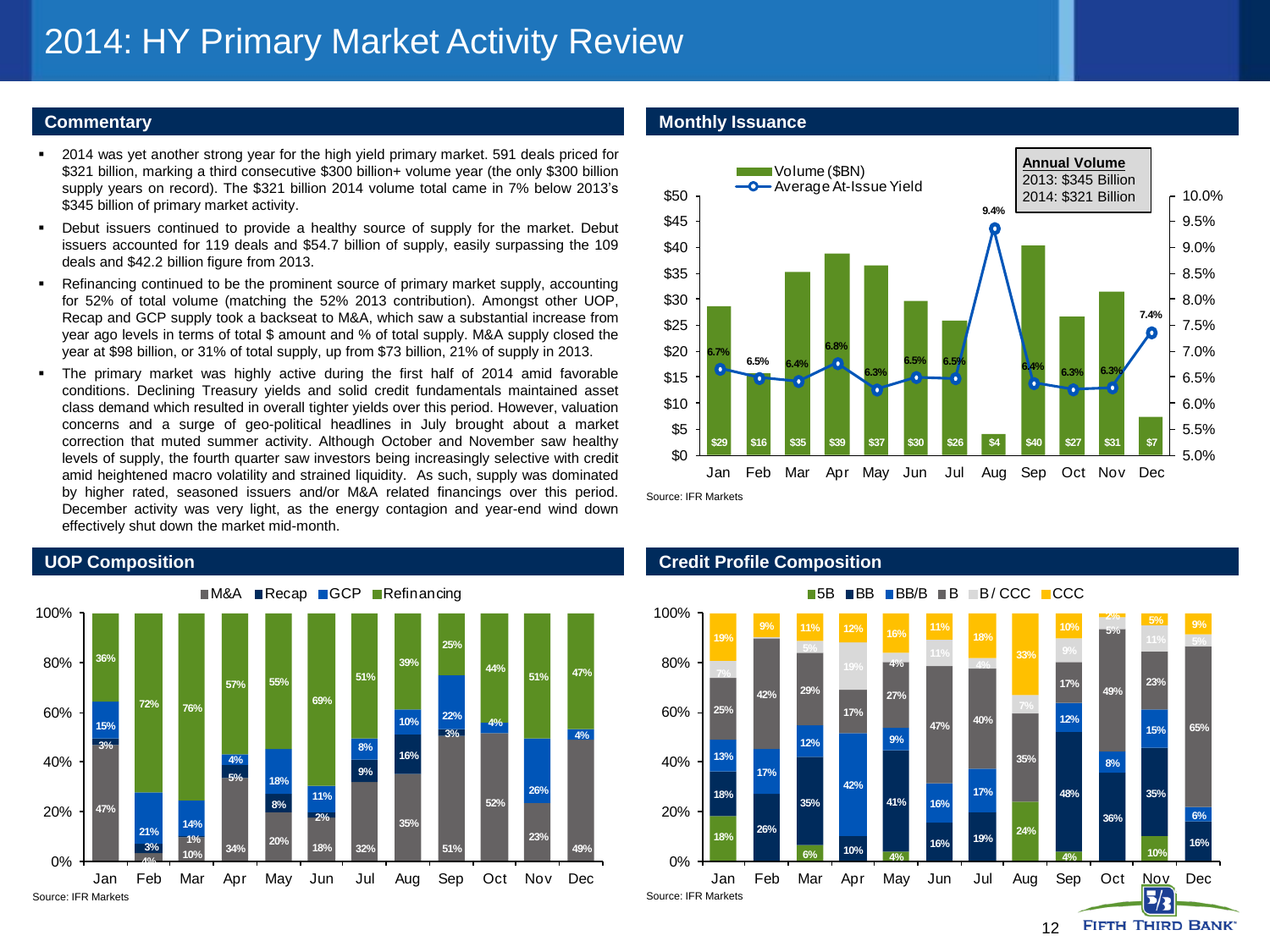# 2014: HY Primary Market Activity Review

## Commentary

- 2014 was yet another strong year for the high yield primary market. 591 deals priced for $321 billion, marking a third consecutive $300 billion+ volume year (the only $300 billion supply years on record). The $321 billion 2014 volume total came in 7% below 2013's $345 billion of primary market activity.
- Debut issuers continued to provide a healthy source of supply for the market. Debut issuers accounted for 119 deals and $54.7 billion of supply, easily surpassing the 109 deals and $42.2 billion figure from 2013.
- Refinancing continued to be the prominent source of primary market supply, accounting for 52% of total volume (matching the 52% 2013 contribution). Amongst other UOP, Recap and GCP supply took a backseat to M&A, which saw a substantial increase from year ago levels in terms of total $ amount and % of total supply. M&A supply closed the year at $98 billion, or 31% of total supply, up from $73 billion, 21% of supply in 2013.
- The primary market was highly active during the first half of 2014 amid favorable conditions. Declining Treasury yields and solid credit fundamentals maintained asset class demand which resulted in overall tighter yields over this period. However, valuation concerns and a surge of geo-political headlines in July brought about a market correction that muted summer activity. Although October and November saw healthy levels of supply, the fourth quarter saw investors being increasingly selective with credit amid heightened macro volatility and strained liquidity. As such, supply was dominated by higher rated, seasoned issuers and/or M&A related financings over this period. December activity was very light, as the energy contagion and year-end wind down effectively shut down the market mid-month.

## Monthly Issuance

| | Jan | Feb | Mar | Apr | May | Jun | Jul | Aug | Sep | Oct | Nov | Dec |
|---|---|---|---|---|---|---|---|---|---|---|---|---|
| Volume ($BN) | $29 | $16 | $35 | $39 | $37 | $30 | $26 | $4 | $40 | $27 | $31 | $7 |
| Average At-Issue Yield | 6.7% | 6.5% | 6.4% | 6.8% | 6.3% | 6.5% | 6.5% | 9.4% | 6.4% | 6.3% | 6.3% | 7.4% |

**Annual Volume**
2013: $345 Billion
2014: $321 Billion

Source: IFR Markets

## UOP Composition

| | Jan | Feb | Mar | Apr | May | Jun | Jul | Aug | Sep | Oct | Nov | Dec |
|---|---|---|---|---|---|---|---|---|---|---|---|---|
| M&A | 47% | 4% | 10% | 34% | 20% | 18% | 32% | 35% | 51% | 52% | 23% | 49% |
| Recap | 3% | 3% | 1% | 5% | 8% | 2% | 9% | 16% | 3% | | | |
| GCP | 15% | 21% | 14% | 4% | 18% | 11% | 8% | 10% | 22% | 4% | 26% | 4% |
| Refinancing | 36% | 72% | 76% | 57% | 55% | 69% | 51% | 39% | 25% | 44% | 51% | 47% |

Source: IFR Markets

## Credit Profile Composition

| | Jan | Feb | Mar | Apr | May | Jun | Jul | Aug | Sep | Oct | Nov | Dec |
|---|---|---|---|---|---|---|---|---|---|---|---|---|
| 5B | 18% | | 6% | | 4% | | | 24% | 4% | | 10% | |
| BB | 18% | 26% | 35% | 10% | 41% | 16% | 19% | | 48% | 36% | 35% | 16% |
| BB/B | 13% | 17% | 12% | 42% | 9% | 16% | 17% | | 12% | 8% | 15% | 6% |
| B | 25% | 42% | 29% | 17% | 27% | 47% | 40% | 35% | 17% | 49% | 23% | 65% |
| B/CCC | 7% | | 5% | 19% | 4% | 11% | 4% | 7% | 9% | 5% | 11% | 5% |
| CCC | 19% | 9% | 11% | 12% | 16% | 11% | 18% | 33% | 10% | 2% | 5% | 9% |

Source: IFR Markets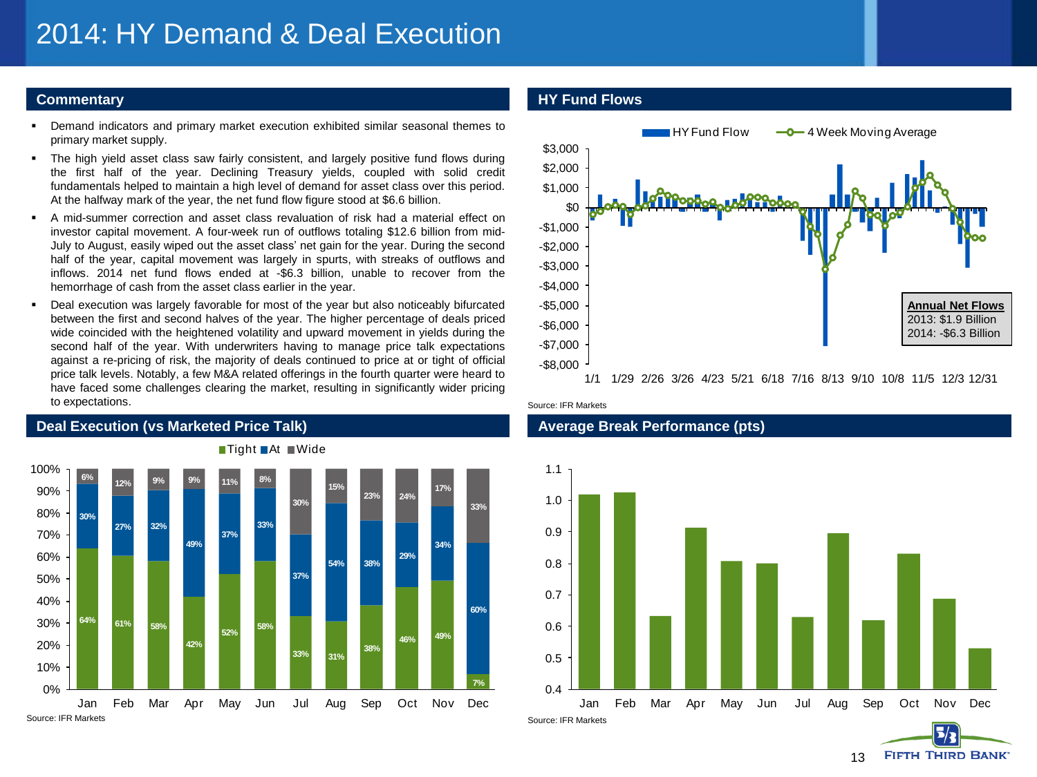# 2014: HY Demand & Deal Execution

## Commentary

- Demand indicators and primary market execution exhibited similar seasonal themes to primary market supply.
- The high yield asset class saw fairly consistent, and largely positive fund flows during the first half of the year. Declining Treasury yields, coupled with solid credit fundamentals helped to maintain a high level of demand for asset class over this period. At the halfway mark of the year, the net fund flow figure stood at $6.6 billion.
- A mid-summer correction and asset class revaluation of risk had a material effect on investor capital movement. A four-week run of outflows totaling $12.6 billion from mid-July to August, easily wiped out the asset class' net gain for the year. During the second half of the year, capital movement was largely in spurts, with streaks of outflows and inflows. 2014 net fund flows ended at -$6.3 billion, unable to recover from the hemorrhage of cash from the asset class earlier in the year.
- Deal execution was largely favorable for most of the year but also noticeably bifurcated between the first and second halves of the year. The higher percentage of deals priced wide coincided with the heightened volatility and upward movement in yields during the second half of the year. With underwriters having to manage price talk expectations against a re-pricing of risk, the majority of deals continued to price at or tight of official price talk levels. Notably, a few M&A related offerings in the fourth quarter were heard to have faced some challenges clearing the market, resulting in significantly wider pricing to expectations.

## HY Fund Flows

Legend: HY Fund Flow; 4 Week Moving Average

| Annual Net Flows |
|---|
| 2013: $1.9 Billion |
| 2014: -$6.3 Billion |

Source: IFR Markets

## Deal Execution (vs Marketed Price Talk)

| | Jan | Feb | Mar | Apr | May | Jun | Jul | Aug | Sep | Oct | Nov | Dec |
|---|---|---|---|---|---|---|---|---|---|---|---|---|
| Tight | 64% | 61% | 58% | 42% | 52% | 58% | 33% | 31% | 38% | 46% | 49% | 7% |
| At | 30% | 27% | 32% | 49% | 37% | 33% | 37% | 54% | 38% | 29% | 34% | 60% |
| Wide | 6% | 12% | 9% | 9% | 11% | 8% | 30% | 15% | 23% | 24% | 17% | 33% |

Source: IFR Markets

## Average Break Performance (pts)

Source: IFR Markets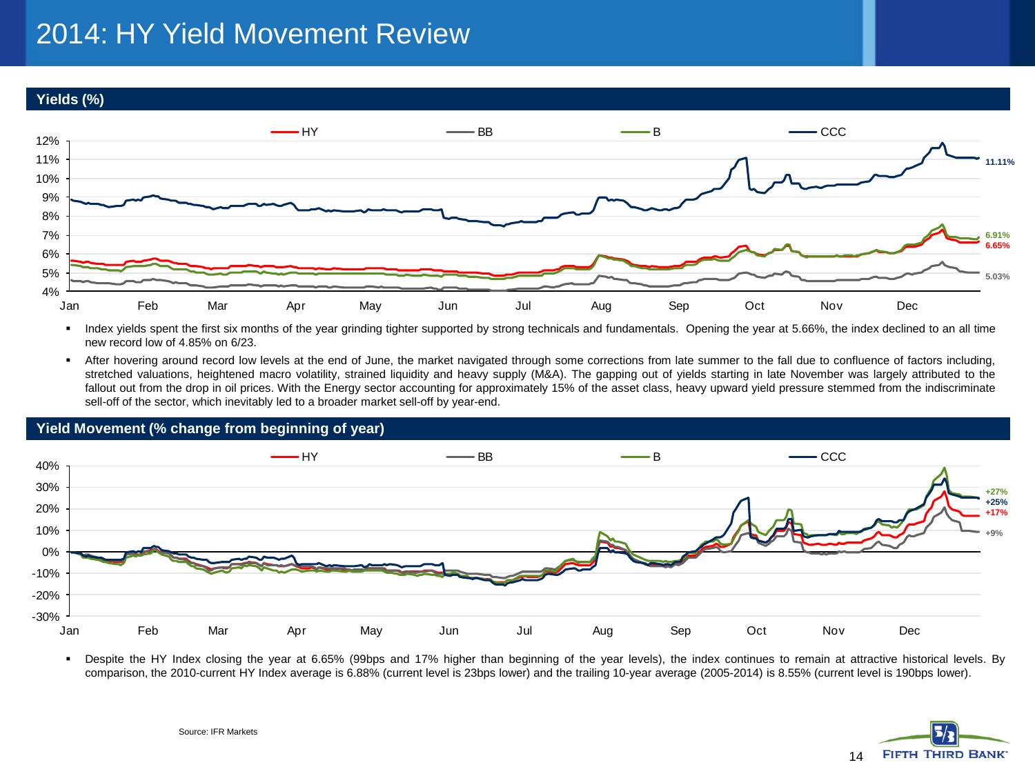# 2014: HY Yield Movement Review

## Yields (%)

- Index yields spent the first six months of the year grinding tighter supported by strong technicals and fundamentals. Opening the year at 5.66%, the index declined to an all time new record low of 4.85% on 6/23.
- After hovering around record low levels at the end of June, the market navigated through some corrections from late summer to the fall due to confluence of factors including, stretched valuations, heightened macro volatility, strained liquidity and heavy supply (M&A). The gapping out of yields starting in late November was largely attributed to the fallout out from the drop in oil prices. With the Energy sector accounting for approximately 15% of the asset class, heavy upward yield pressure stemmed from the indiscriminate sell-off of the sector, which inevitably led to a broader market sell-off by year-end.

## Yield Movement (% change from beginning of year)

- Despite the HY Index closing the year at 6.65% (99bps and 17% higher than beginning of the year levels), the index continues to remain at attractive historical levels. By comparison, the 2010-current HY Index average is 6.88% (current level is 23bps lower) and the trailing 10-year average (2005-2014) is 8.55% (current level is 190bps lower).

Source: IFR Markets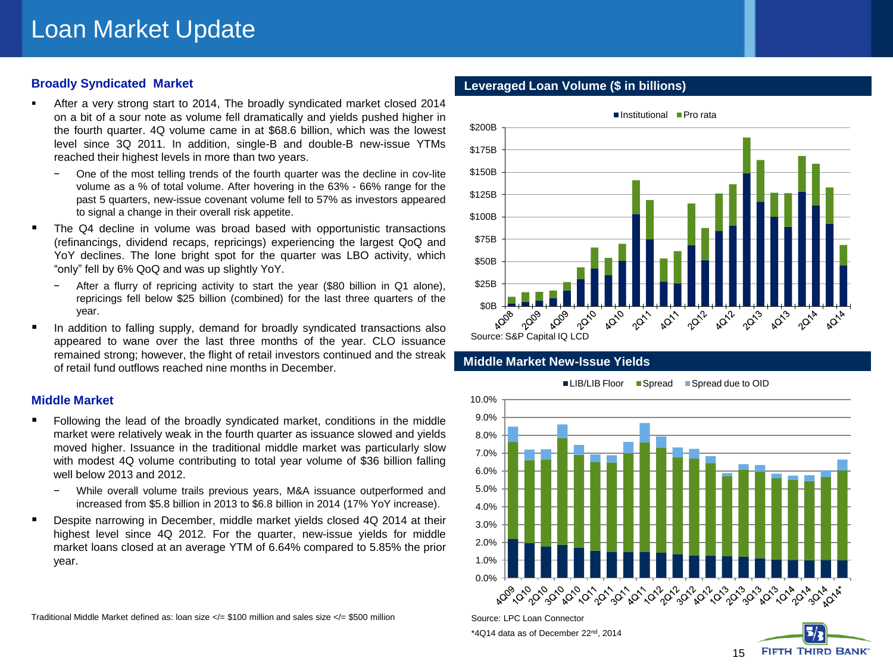# Loan Market Update

## Broadly Syndicated Market

- After a very strong start to 2014, The broadly syndicated market closed 2014 on a bit of a sour note as volume fell dramatically and yields pushed higher in the fourth quarter. 4Q volume came in at $68.6 billion, which was the lowest level since 3Q 2011. In addition, single-B and double-B new-issue YTMs reached their highest levels in more than two years.
  - One of the most telling trends of the fourth quarter was the decline in cov-lite volume as a % of total volume. After hovering in the 63% - 66% range for the past 5 quarters, new-issue covenant volume fell to 57% as investors appeared to signal a change in their overall risk appetite.
- The Q4 decline in volume was broad based with opportunistic transactions (refinancings, dividend recaps, repricings) experiencing the largest QoQ and YoY declines. The lone bright spot for the quarter was LBO activity, which "only" fell by 6% QoQ and was up slightly YoY.
  - After a flurry of repricing activity to start the year ($80 billion in Q1 alone), repricings fell below $25 billion (combined) for the last three quarters of the year.
- In addition to falling supply, demand for broadly syndicated transactions also appeared to wane over the last three months of the year. CLO issuance remained strong; however, the flight of retail investors continued and the streak of retail fund outflows reached nine months in December.

## Middle Market

- Following the lead of the broadly syndicated market, conditions in the middle market were relatively weak in the fourth quarter as issuance slowed and yields moved higher. Issuance in the traditional middle market was particularly slow with modest 4Q volume contributing to total year volume of $36 billion falling well below 2013 and 2012.
  - While overall volume trails previous years, M&A issuance outperformed and increased from $5.8 billion in 2013 to $6.8 billion in 2014 (17% YoY increase).
- Despite narrowing in December, middle market yields closed 4Q 2014 at their highest level since 4Q 2012. For the quarter, new-issue yields for middle market loans closed at an average YTM of 6.64% compared to 5.85% the prior year.

Traditional Middle Market defined as: loan size </= $100 million and sales size </= $500 million

## Leveraged Loan Volume ($ in billions)

Source: S&P Capital IQ LCD

## Middle Market New-Issue Yields

Source: LPC Loan Connector

*4Q14 data as of December 22nd, 2014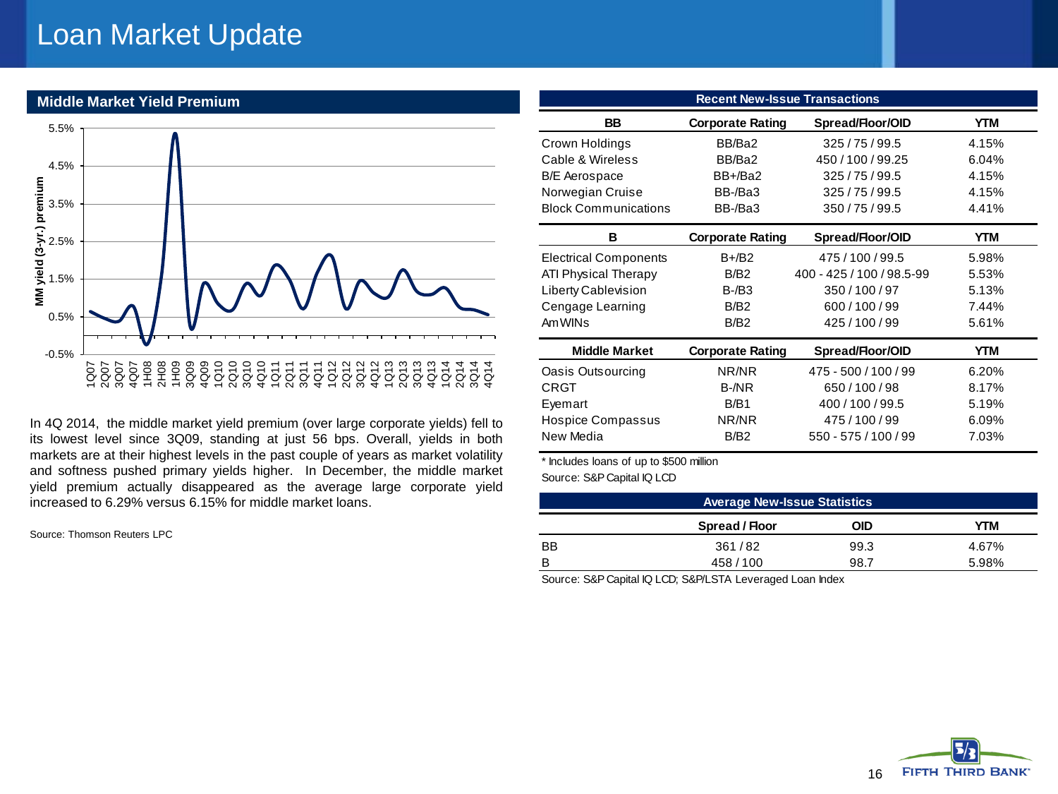# Loan Market Update

## Middle Market Yield Premium

In 4Q 2014, the middle market yield premium (over large corporate yields) fell to its lowest level since 3Q09, standing at just 56 bps. Overall, yields in both markets are at their highest levels in the past couple of years as market volatility and softness pushed primary yields higher. In December, the middle market yield premium actually disappeared as the average large corporate yield increased to 6.29% versus 6.15% for middle market loans.

Source: Thomson Reuters LPC

## Recent New-Issue Transactions

| BB | Corporate Rating | Spread/Floor/OID | YTM |
|---|---|---|---|
| Crown Holdings | BB/Ba2 | 325 / 75 / 99.5 | 4.15% |
| Cable & Wireless | BB/Ba2 | 450 / 100 / 99.25 | 6.04% |
| B/E Aerospace | BB+/Ba2 | 325 / 75 / 99.5 | 4.15% |
| Norwegian Cruise | BB-/Ba3 | 325 / 75 / 99.5 | 4.15% |
| Block Communications | BB-/Ba3 | 350 / 75 / 99.5 | 4.41% |
| **B** | **Corporate Rating** | **Spread/Floor/OID** | **YTM** |
| Electrical Components | B+/B2 | 475 / 100 / 99.5 | 5.98% |
| ATI Physical Therapy | B/B2 | 400 - 425 / 100 / 98.5-99 | 5.53% |
| Liberty Cablevision | B-/B3 | 350 / 100 / 97 | 5.13% |
| Cengage Learning | B/B2 | 600 / 100 / 99 | 7.44% |
| AmWINs | B/B2 | 425 / 100 / 99 | 5.61% |
| **Middle Market** | **Corporate Rating** | **Spread/Floor/OID** | **YTM** |
| Oasis Outsourcing | NR/NR | 475 - 500 / 100 / 99 | 6.20% |
| CRGT | B-/NR | 650 / 100 / 98 | 8.17% |
| Eyemart | B/B1 | 400 / 100 / 99.5 | 5.19% |
| Hospice Compassus | NR/NR | 475 / 100 / 99 | 6.09% |
| New Media | B/B2 | 550 - 575 / 100 / 99 | 7.03% |

* Includes loans of up to $500 million

Source: S&P Capital IQ LCD

## Average New-Issue Statistics

| | Spread / Floor | OID | YTM |
|---|---|---|---|
| BB | 361 / 82 | 99.3 | 4.67% |
| B | 458 / 100 | 98.7 | 5.98% |

Source: S&P Capital IQ LCD; S&P/LSTA Leveraged Loan Index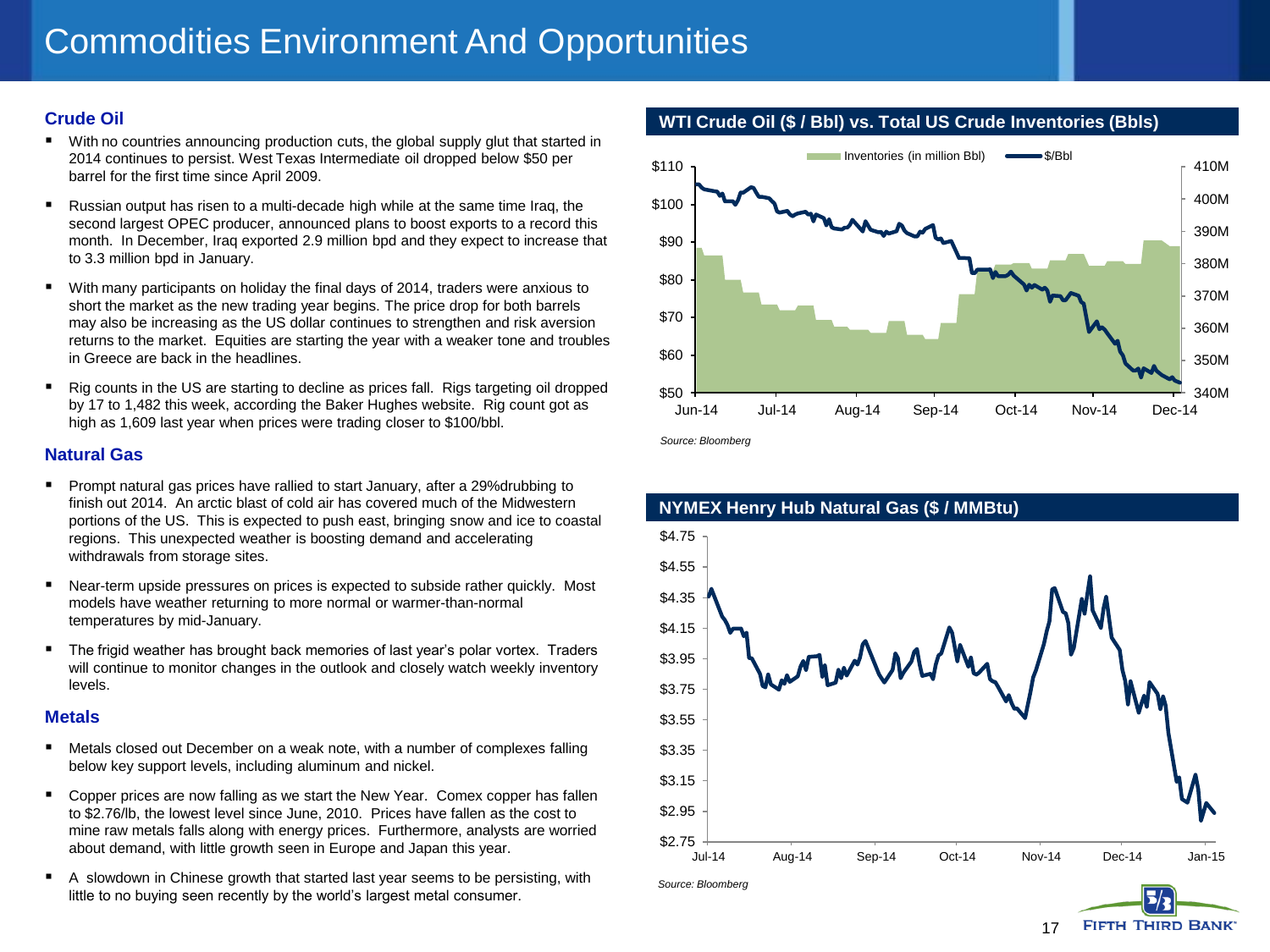# Commodities Environment And Opportunities

## Crude Oil

- With no countries announcing production cuts, the global supply glut that started in 2014 continues to persist. West Texas Intermediate oil dropped below $50 per barrel for the first time since April 2009.
- Russian output has risen to a multi-decade high while at the same time Iraq, the second largest OPEC producer, announced plans to boost exports to a record this month. In December, Iraq exported 2.9 million bpd and they expect to increase that to 3.3 million bpd in January.
- With many participants on holiday the final days of 2014, traders were anxious to short the market as the new trading year begins. The price drop for both barrels may also be increasing as the US dollar continues to strengthen and risk aversion returns to the market. Equities are starting the year with a weaker tone and troubles in Greece are back in the headlines.
- Rig counts in the US are starting to decline as prices fall. Rigs targeting oil dropped by 17 to 1,482 this week, according the Baker Hughes website. Rig count got as high as 1,609 last year when prices were trading closer to $100/bbl.

## Natural Gas

- Prompt natural gas prices have rallied to start January, after a 29%drubbing to finish out 2014. An arctic blast of cold air has covered much of the Midwestern portions of the US. This is expected to push east, bringing snow and ice to coastal regions. This unexpected weather is boosting demand and accelerating withdrawals from storage sites.
- Near-term upside pressures on prices is expected to subside rather quickly. Most models have weather returning to more normal or warmer-than-normal temperatures by mid-January.
- The frigid weather has brought back memories of last year's polar vortex. Traders will continue to monitor changes in the outlook and closely watch weekly inventory levels.

## Metals

- Metals closed out December on a weak note, with a number of complexes falling below key support levels, including aluminum and nickel.
- Copper prices are now falling as we start the New Year. Comex copper has fallen to $2.76/lb, the lowest level since June, 2010. Prices have fallen as the cost to mine raw metals falls along with energy prices. Furthermore, analysts are worried about demand, with little growth seen in Europe and Japan this year.
- A slowdown in Chinese growth that started last year seems to be persisting, with little to no buying seen recently by the world's largest metal consumer.

### WTI Crude Oil ($ / Bbl) vs. Total US Crude Inventories (Bbls)

*Source: Bloomberg*

### NYMEX Henry Hub Natural Gas ($ / MMBtu)

*Source: Bloomberg*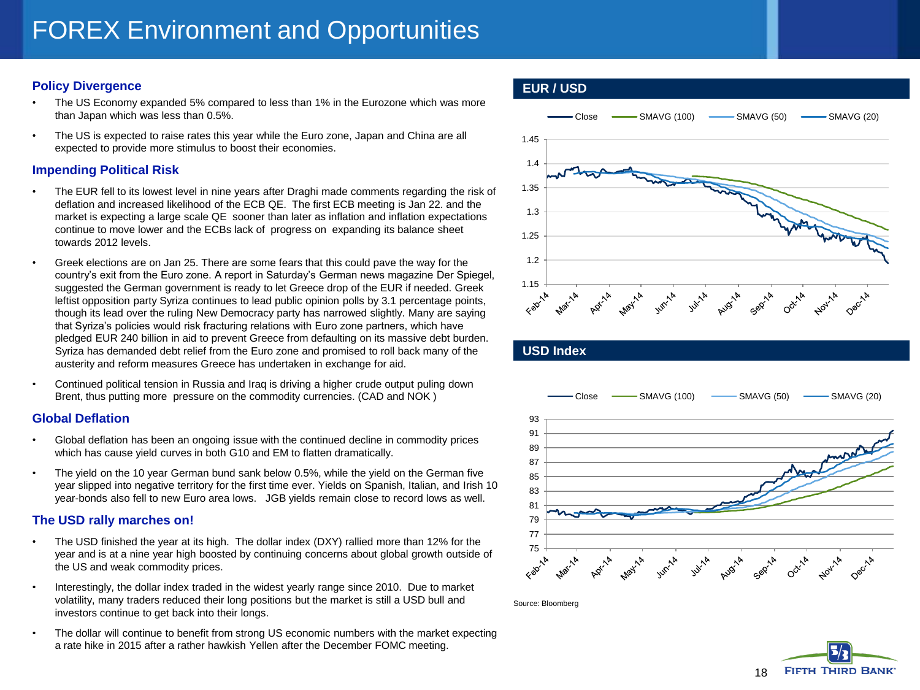# FOREX Environment and Opportunities

## Policy Divergence

- The US Economy expanded 5% compared to less than 1% in the Eurozone which was more than Japan which was less than 0.5%.
- The US is expected to raise rates this year while the Euro zone, Japan and China are all expected to provide more stimulus to boost their economies.

## Impending Political Risk

- The EUR fell to its lowest level in nine years after Draghi made comments regarding the risk of deflation and increased likelihood of the ECB QE. The first ECB meeting is Jan 22. and the market is expecting a large scale QE sooner than later as inflation and inflation expectations continue to move lower and the ECBs lack of progress on expanding its balance sheet towards 2012 levels.
- Greek elections are on Jan 25. There are some fears that this could pave the way for the country's exit from the Euro zone. A report in Saturday's German news magazine Der Spiegel, suggested the German government is ready to let Greece drop of the EUR if needed. Greek leftist opposition party Syriza continues to lead public opinion polls by 3.1 percentage points, though its lead over the ruling New Democracy party has narrowed slightly. Many are saying that Syriza's policies would risk fracturing relations with Euro zone partners, which have pledged EUR 240 billion in aid to prevent Greece from defaulting on its massive debt burden. Syriza has demanded debt relief from the Euro zone and promised to roll back many of the austerity and reform measures Greece has undertaken in exchange for aid.
- Continued political tension in Russia and Iraq is driving a higher crude output puling down Brent, thus putting more pressure on the commodity currencies. (CAD and NOK )

## Global Deflation

- Global deflation has been an ongoing issue with the continued decline in commodity prices which has cause yield curves in both G10 and EM to flatten dramatically.
- The yield on the 10 year German bund sank below 0.5%, while the yield on the German five year slipped into negative territory for the first time ever. Yields on Spanish, Italian, and Irish 10 year-bonds also fell to new Euro area lows. JGB yields remain close to record lows as well.

## The USD rally marches on!

- The USD finished the year at its high. The dollar index (DXY) rallied more than 12% for the year and is at a nine year high boosted by continuing concerns about global growth outside of the US and weak commodity prices.
- Interestingly, the dollar index traded in the widest yearly range since 2010. Due to market volatility, many traders reduced their long positions but the market is still a USD bull and investors continue to get back into their longs.
- The dollar will continue to benefit from strong US economic numbers with the market expecting a rate hike in 2015 after a rather hawkish Yellen after the December FOMC meeting.

## EUR / USD

Legend: Close, SMAVG (100), SMAVG (50), SMAVG (20)

## USD Index

Legend: Close, SMAVG (100), SMAVG (50), SMAVG (20)

Source: Bloomberg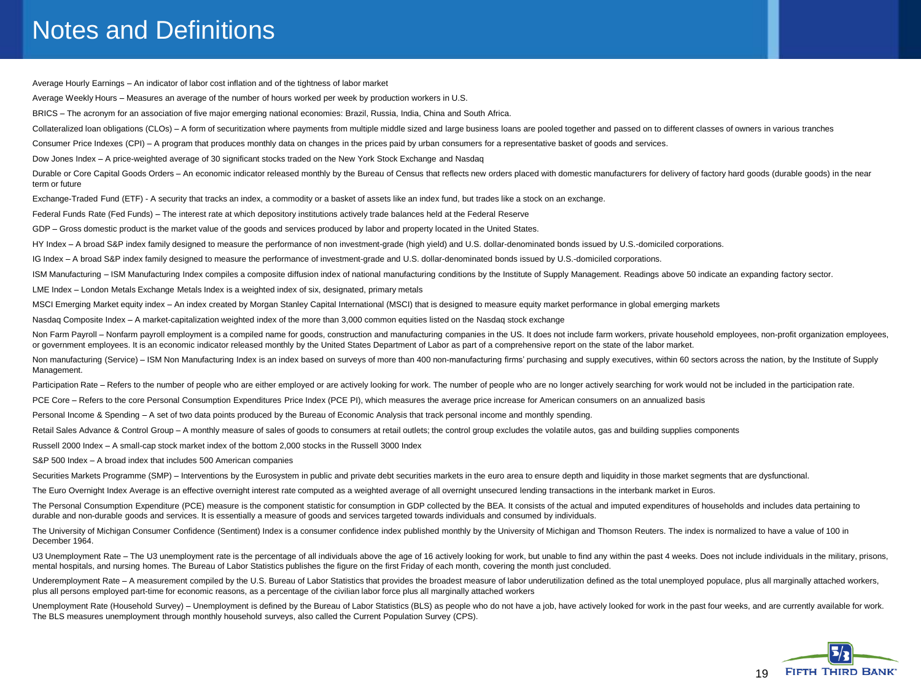# Notes and Definitions

Average Hourly Earnings – An indicator of labor cost inflation and of the tightness of labor market

Average Weekly Hours – Measures an average of the number of hours worked per week by production workers in U.S.

BRICS – The acronym for an association of five major emerging national economies: Brazil, Russia, India, China and South Africa.

Collateralized loan obligations (CLOs) – A form of securitization where payments from multiple middle sized and large business loans are pooled together and passed on to different classes of owners in various tranches

Consumer Price Indexes (CPI) – A program that produces monthly data on changes in the prices paid by urban consumers for a representative basket of goods and services.

Dow Jones Index – A price-weighted average of 30 significant stocks traded on the New York Stock Exchange and Nasdaq

Durable or Core Capital Goods Orders – An economic indicator released monthly by the Bureau of Census that reflects new orders placed with domestic manufacturers for delivery of factory hard goods (durable goods) in the near term or future

Exchange-Traded Fund (ETF) - A security that tracks an index, a commodity or a basket of assets like an index fund, but trades like a stock on an exchange.

Federal Funds Rate (Fed Funds) – The interest rate at which depository institutions actively trade balances held at the Federal Reserve

GDP – Gross domestic product is the market value of the goods and services produced by labor and property located in the United States.

HY Index – A broad S&P index family designed to measure the performance of non investment-grade (high yield) and U.S. dollar-denominated bonds issued by U.S.-domiciled corporations.

IG Index – A broad S&P index family designed to measure the performance of investment-grade and U.S. dollar-denominated bonds issued by U.S.-domiciled corporations.

ISM Manufacturing – ISM Manufacturing Index compiles a composite diffusion index of national manufacturing conditions by the Institute of Supply Management. Readings above 50 indicate an expanding factory sector.

LME Index – London Metals Exchange Metals Index is a weighted index of six, designated, primary metals

MSCI Emerging Market equity index – An index created by Morgan Stanley Capital International (MSCI) that is designed to measure equity market performance in global emerging markets

Nasdaq Composite Index – A market-capitalization weighted index of the more than 3,000 common equities listed on the Nasdaq stock exchange

Non Farm Payroll – Nonfarm payroll employment is a compiled name for goods, construction and manufacturing companies in the US. It does not include farm workers, private household employees, non-profit organization employees, or government employees. It is an economic indicator released monthly by the United States Department of Labor as part of a comprehensive report on the state of the labor market.

Non manufacturing (Service) – ISM Non Manufacturing Index is an index based on surveys of more than 400 non-manufacturing firms' purchasing and supply executives, within 60 sectors across the nation, by the Institute of Supply Management.

Participation Rate – Refers to the number of people who are either employed or are actively looking for work. The number of people who are no longer actively searching for work would not be included in the participation rate.

PCE Core – Refers to the core Personal Consumption Expenditures Price Index (PCE PI), which measures the average price increase for American consumers on an annualized basis

Personal Income & Spending – A set of two data points produced by the Bureau of Economic Analysis that track personal income and monthly spending.

Retail Sales Advance & Control Group – A monthly measure of sales of goods to consumers at retail outlets; the control group excludes the volatile autos, gas and building supplies components

Russell 2000 Index – A small-cap stock market index of the bottom 2,000 stocks in the Russell 3000 Index

S&P 500 Index – A broad index that includes 500 American companies

Securities Markets Programme (SMP) – Interventions by the Eurosystem in public and private debt securities markets in the euro area to ensure depth and liquidity in those market segments that are dysfunctional.

The Euro Overnight Index Average is an effective overnight interest rate computed as a weighted average of all overnight unsecured lending transactions in the interbank market in Euros.

The Personal Consumption Expenditure (PCE) measure is the component statistic for consumption in GDP collected by the BEA. It consists of the actual and imputed expenditures of households and includes data pertaining to durable and non-durable goods and services. It is essentially a measure of goods and services targeted towards individuals and consumed by individuals.

The University of Michigan Consumer Confidence (Sentiment) Index is a consumer confidence index published monthly by the University of Michigan and Thomson Reuters. The index is normalized to have a value of 100 in December 1964.

U3 Unemployment Rate – The U3 unemployment rate is the percentage of all individuals above the age of 16 actively looking for work, but unable to find any within the past 4 weeks. Does not include individuals in the military, prisons, mental hospitals, and nursing homes. The Bureau of Labor Statistics publishes the figure on the first Friday of each month, covering the month just concluded.

Underemployment Rate – A measurement compiled by the U.S. Bureau of Labor Statistics that provides the broadest measure of labor underutilization defined as the total unemployed populace, plus all marginally attached workers, plus all persons employed part-time for economic reasons, as a percentage of the civilian labor force plus all marginally attached workers

Unemployment Rate (Household Survey) – Unemployment is defined by the Bureau of Labor Statistics (BLS) as people who do not have a job, have actively looked for work in the past four weeks, and are currently available for work. The BLS measures unemployment through monthly household surveys, also called the Current Population Survey (CPS).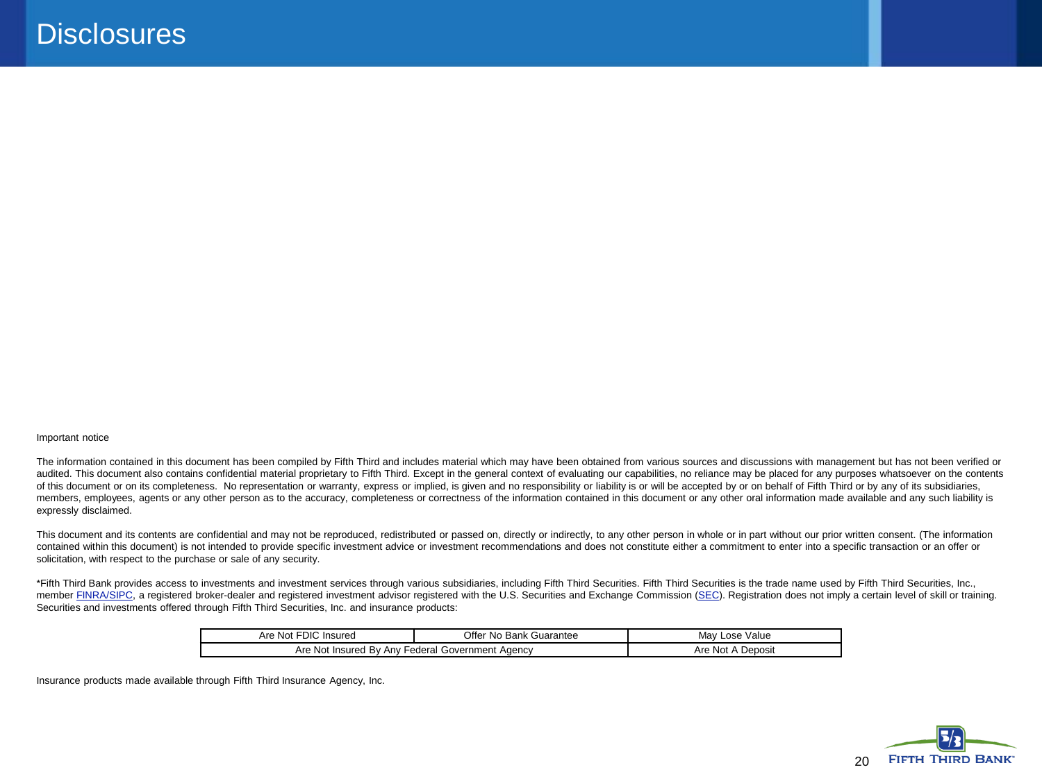# Disclosures

Important notice

The information contained in this document has been compiled by Fifth Third and includes material which may have been obtained from various sources and discussions with management but has not been verified or audited. This document also contains confidential material proprietary to Fifth Third. Except in the general context of evaluating our capabilities, no reliance may be placed for any purposes whatsoever on the contents of this document or on its completeness. No representation or warranty, express or implied, is given and no responsibility or liability is or will be accepted by or on behalf of Fifth Third or by any of its subsidiaries, members, employees, agents or any other person as to the accuracy, completeness or correctness of the information contained in this document or any other oral information made available and any such liability is expressly disclaimed.

This document and its contents are confidential and may not be reproduced, redistributed or passed on, directly or indirectly, to any other person in whole or in part without our prior written consent. (The information contained within this document) is not intended to provide specific investment advice or investment recommendations and does not constitute either a commitment to enter into a specific transaction or an offer or solicitation, with respect to the purchase or sale of any security.

*Fifth Third Bank provides access to investments and investment services through various subsidiaries, including Fifth Third Securities. Fifth Third Securities is the trade name used by Fifth Third Securities, Inc., member FINRA/SIPC, a registered broker-dealer and registered investment advisor registered with the U.S. Securities and Exchange Commission (SEC). Registration does not imply a certain level of skill or training. Securities and investments offered through Fifth Third Securities, Inc. and insurance products:

| | | |
|---|---|---|
| Are Not FDIC Insured | Offer No Bank Guarantee | May Lose Value |
| Are Not Insured By Any Federal Government Agency | | Are Not A Deposit |

Insurance products made available through Fifth Third Insurance Agency, Inc.

FIFTH THIRD BANK